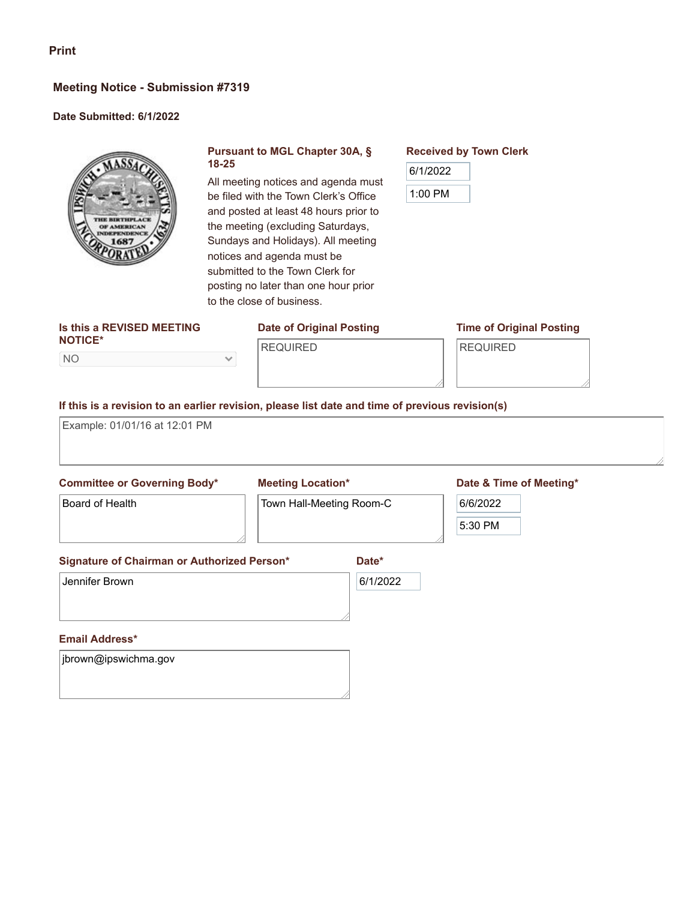Print

## Meeting Notice - Submission #7319

**Date Submitted: 6/1/2022**

**Pursuant to MGL Chapter 30A, § 18-25**

All meeting notices and agenda must be filed with the Town Clerk's Office and posted at least 48 hours prior to the meeting (excluding Saturdays, Sundays and Holidays). All meeting notices and agenda must be submitted to the Town Clerk for posting no later than one hour prior to the close of business.

**Received by Town Clerk**

6/1/2022

1:00 PM

**Is this a REVISED MEETING NOTICE***

NO

**Date of Original Posting**

REQUIRED

**Time of Original Posting**

REQUIRED

**If this is a revision to an earlier revision, please list date and time of previous revision(s)**

Example: 01/01/16 at 12:01 PM

**Committee or Governing Body***

Board of Health

**Meeting Location***

Town Hall-Meeting Room-C

**Date & Time of Meeting***

6/6/2022

5:30 PM

**Signature of Chairman or Authorized Person***

Jennifer Brown

**Date***

6/1/2022

**Email Address***

jbrown@ipswichma.gov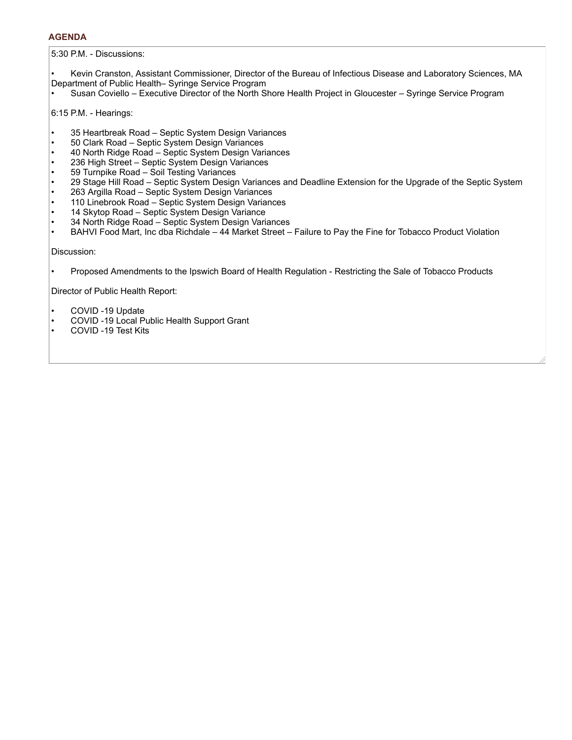## AGENDA

5:30 P.M. - Discussions:

- Kevin Cranston, Assistant Commissioner, Director of the Bureau of Infectious Disease and Laboratory Sciences, MA Department of Public Health– Syringe Service Program
- Susan Coviello – Executive Director of the North Shore Health Project in Gloucester – Syringe Service Program

6:15 P.M. - Hearings:

- 35 Heartbreak Road – Septic System Design Variances
- 50 Clark Road – Septic System Design Variances
- 40 North Ridge Road – Septic System Design Variances
- 236 High Street – Septic System Design Variances
- 59 Turnpike Road – Soil Testing Variances
- 29 Stage Hill Road – Septic System Design Variances and Deadline Extension for the Upgrade of the Septic System
- 263 Argilla Road – Septic System Design Variances
- 110 Linebrook Road – Septic System Design Variances
- 14 Skytop Road – Septic System Design Variance
- 34 North Ridge Road – Septic System Design Variances
- BAHVI Food Mart, Inc dba Richdale – 44 Market Street – Failure to Pay the Fine for Tobacco Product Violation

Discussion:

- Proposed Amendments to the Ipswich Board of Health Regulation - Restricting the Sale of Tobacco Products

Director of Public Health Report:

- COVID -19 Update
- COVID -19 Local Public Health Support Grant
- COVID -19 Test Kits